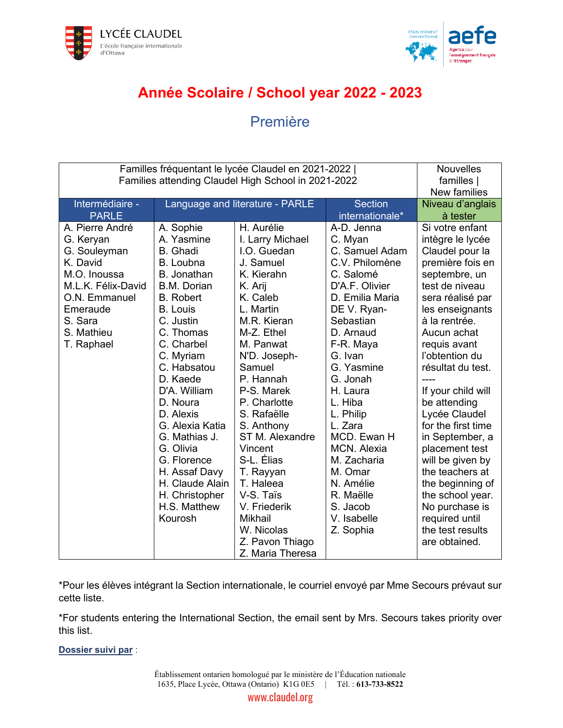# Année Scolaire / School year 2022 - 2023

## Première

| Familles fréquentant le lycée Claudel en 2021-2022 \| Families attending Claudel High School in 2021-2022 | | | | Nouvelles familles \| New families |
|---|---|---|---|---|
| **Intermédiaire - PARLE** | **Language and literature - PARLE** | | **Section internationale*** | **Niveau d'anglais à tester** |
| A. Pierre André<br>G. Keryan<br>G. Souleyman<br>K. David<br>M.O. Inoussa<br>M.L.K. Félix-David<br>O.N. Emmanuel Emeraude<br>S. Sara<br>S. Mathieu<br>T. Raphael | A. Sophie<br>A. Yasmine<br>B. Ghadi<br>B. Loubna<br>B. Jonathan<br>B.M. Dorian<br>B. Robert<br>B. Louis<br>C. Justin<br>C. Thomas<br>C. Charbel<br>C. Myriam<br>C. Habsatou<br>D. Kaede<br>D'A. William<br>D. Noura<br>D. Alexis<br>G. Alexia Katia<br>G. Mathias J.<br>G. Olivia<br>G. Florence<br>H. Assaf Davy<br>H. Claude Alain<br>H. Christopher<br>H.S. Matthew Kourosh | H. Aurélie<br>I. Larry Michael<br>I.O. Guedan<br>J. Samuel<br>K. Kierahn<br>K. Arij<br>K. Caleb<br>L. Martin<br>M.R. Kieran<br>M-Z. Ethel<br>M. Panwat<br>N'D. Joseph-Samuel<br>P. Hannah<br>P-S. Marek<br>P. Charlotte<br>S. Rafaëlle<br>S. Anthony<br>ST M. Alexandre Vincent<br>S-L. Élias<br>T. Rayyan<br>T. Haleea<br>V-S. Taïs<br>V. Friederik Mikhail<br>W. Nicolas<br>Z. Pavon Thiago<br>Z. Maria Theresa | A-D. Jenna<br>C. Myan<br>C. Samuel Adam<br>C.V. Philomène<br>C. Salomé<br>D'A.F. Olivier<br>D. Emilia Maria<br>DE V. Ryan-Sebastian<br>D. Arnaud<br>F-R. Maya<br>G. Ivan<br>G. Yasmine<br>G. Jonah<br>H. Laura<br>L. Hiba<br>L. Philip<br>L. Zara<br>MCD. Ewan H<br>MCN. Alexia<br>M. Zacharia<br>M. Omar<br>N. Amélie<br>R. Maëlle<br>S. Jacob<br>V. Isabelle<br>Z. Sophia | Si votre enfant intègre le lycée Claudel pour la première fois en septembre, un test de niveau sera réalisé par les enseignants à la rentrée. Aucun achat requis avant l'obtention du résultat du test.<br>----<br>If your child will be attending Lycée Claudel for the first time in September, a placement test will be given by the teachers at the beginning of the school year. No purchase is required until the test results are obtained. |

*Pour les élèves intégrant la Section internationale, le courriel envoyé par Mme Secours prévaut sur cette liste.

*For students entering the International Section, the email sent by Mrs. Secours takes priority over this list.

**Dossier suivi par** :

Établissement ontarien homologué par le ministère de l'Éducation nationale
1635, Place Lycée, Ottawa (Ontario) K1G 0E5 | Tél. : **613-733-8522**
www.claudel.org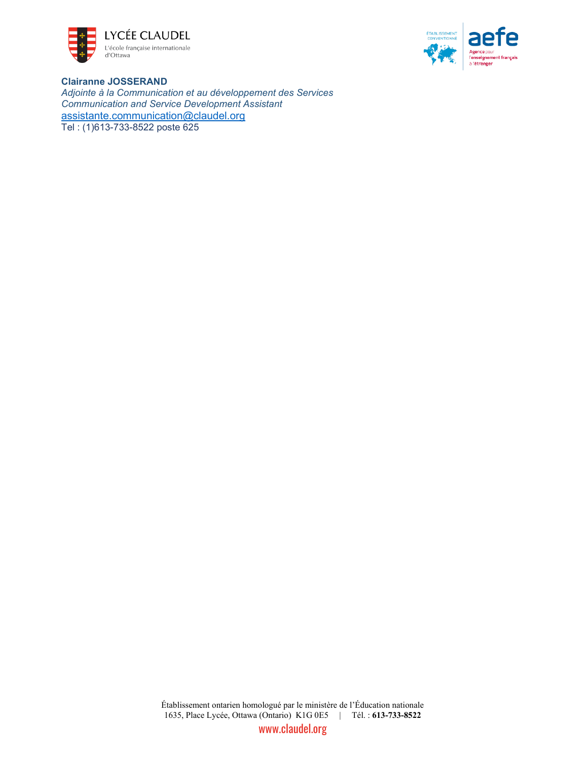LYCÉE CLAUDEL
L'école française internationale d'Ottawa

ÉTABLISSEMENT CONVENTIONNÉ
aefe
Agence pour l'enseignement français à l'étranger

**Clairanne JOSSERAND**
*Adjointe à la Communication et au développement des Services*
*Communication and Service Development Assistant*
assistante.communication@claudel.org
Tel : (1)613-733-8522 poste 625

Établissement ontarien homologué par le ministère de l'Éducation nationale
1635, Place Lycée, Ottawa (Ontario) K1G 0E5 | Tél. : **613-733-8522**
www.claudel.org